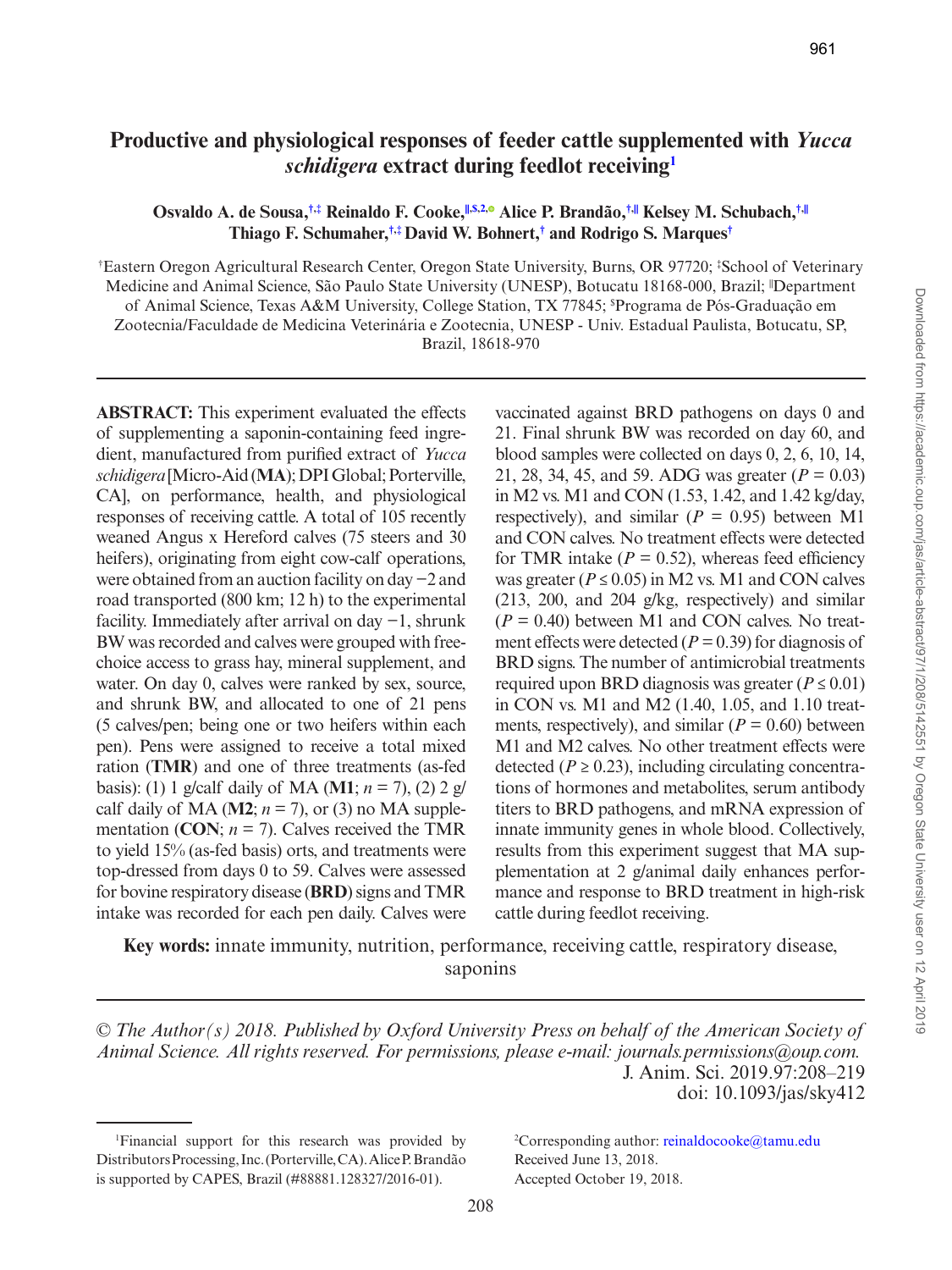# Productive and physiological responses of feeder cattle supplemented with *Yucca schidigera* extract during feedlot receiving[1]

**Osvaldo A. de Sousa,[†,‡] Reinaldo F. Cooke,[‖,§,2] Alice P. Brandão,[†,‖] Kelsey M. Schubach,[†,‖] Thiago F. Schumaher,[†,‡] David W. Bohnert,[†] and Rodrigo S. Marques[†]**

[†]Eastern Oregon Agricultural Research Center, Oregon State University, Burns, OR 97720; [‡]School of Veterinary Medicine and Animal Science, São Paulo State University (UNESP), Botucatu 18168-000, Brazil; [‖]Department of Animal Science, Texas A&M University, College Station, TX 77845; [§]Programa de Pós-Graduação em Zootecnia/Faculdade de Medicina Veterinária e Zootecnia, UNESP - Univ. Estadual Paulista, Botucatu, SP, Brazil, 18618-970

**ABSTRACT:** This experiment evaluated the effects of supplementing a saponin-containing feed ingredient, manufactured from purified extract of *Yucca schidigera* [Micro-Aid (**MA**); DPI Global; Porterville, CA], on performance, health, and physiological responses of receiving cattle. A total of 105 recently weaned Angus x Hereford calves (75 steers and 30 heifers), originating from eight cow-calf operations, were obtained from an auction facility on day −2 and road transported (800 km; 12 h) to the experimental facility. Immediately after arrival on day −1, shrunk BW was recorded and calves were grouped with free-choice access to grass hay, mineral supplement, and water. On day 0, calves were ranked by sex, source, and shrunk BW, and allocated to one of 21 pens (5 calves/pen; being one or two heifers within each pen). Pens were assigned to receive a total mixed ration (**TMR**) and one of three treatments (as-fed basis): (1) 1 g/calf daily of MA (**M1**; $n = 7$), (2) 2 g/calf daily of MA (**M2**; $n = 7$), or (3) no MA supplementation (**CON**; $n = 7$). Calves received the TMR to yield 15% (as-fed basis) orts, and treatments were top-dressed from days 0 to 59. Calves were assessed for bovine respiratory disease (**BRD**) signs and TMR intake was recorded for each pen daily. Calves were vaccinated against BRD pathogens on days 0 and 21. Final shrunk BW was recorded on day 60, and blood samples were collected on days 0, 2, 6, 10, 14, 21, 28, 34, 45, and 59. ADG was greater ($P = 0.03$) in M2 vs. M1 and CON (1.53, 1.42, and 1.42 kg/day, respectively), and similar ($P = 0.95$) between M1 and CON calves. No treatment effects were detected for TMR intake ($P = 0.52$), whereas feed efficiency was greater ($P \leq 0.05$) in M2 vs. M1 and CON calves (213, 200, and 204 g/kg, respectively) and similar ($P = 0.40$) between M1 and CON calves. No treatment effects were detected ($P = 0.39$) for diagnosis of BRD signs. The number of antimicrobial treatments required upon BRD diagnosis was greater ($P \leq 0.01$) in CON vs. M1 and M2 (1.40, 1.05, and 1.10 treatments, respectively), and similar ($P = 0.60$) between M1 and M2 calves. No other treatment effects were detected ($P \geq 0.23$), including circulating concentrations of hormones and metabolites, serum antibody titers to BRD pathogens, and mRNA expression of innate immunity genes in whole blood. Collectively, results from this experiment suggest that MA supplementation at 2 g/animal daily enhances performance and response to BRD treatment in high-risk cattle during feedlot receiving.

**Key words:** innate immunity, nutrition, performance, receiving cattle, respiratory disease, saponins

*© The Author(s) 2018. Published by Oxford University Press on behalf of the American Society of Animal Science. All rights reserved. For permissions, please e-mail: journals.permissions@oup.com.*
J. Anim. Sci. 2019.97:208–219
doi: 10.1093/jas/sky412

[1]Financial support for this research was provided by Distributors Processing, Inc. (Porterville, CA). Alice P. Brandão is supported by CAPES, Brazil (#88881.128327/2016-01).

[2]Corresponding author: reinaldocooke@tamu.edu
Received June 13, 2018.
Accepted October 19, 2018.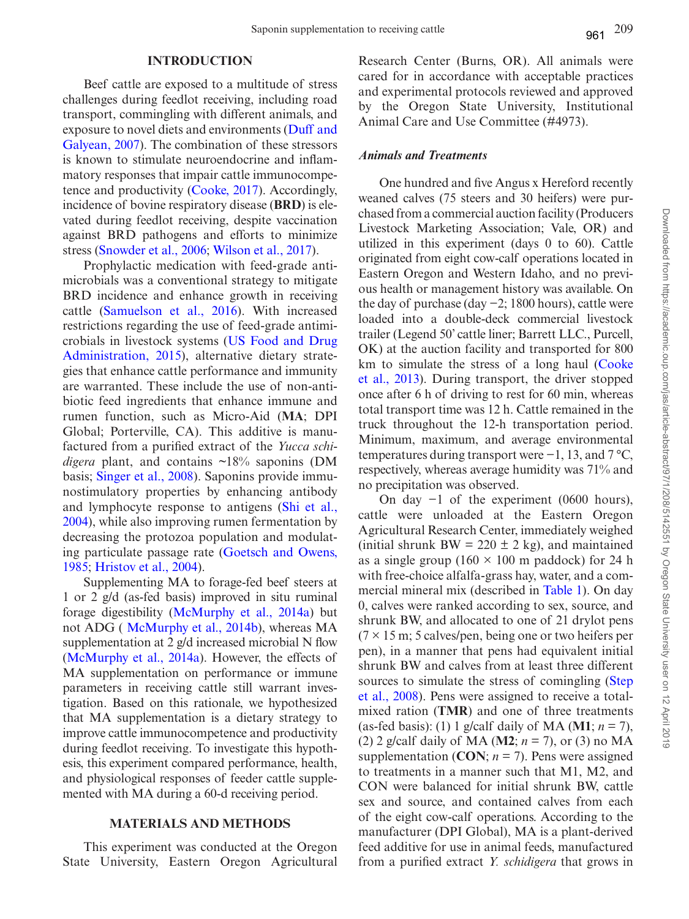## INTRODUCTION

Beef cattle are exposed to a multitude of stress challenges during feedlot receiving, including road transport, commingling with different animals, and exposure to novel diets and environments (Duff and Galyean, 2007). The combination of these stressors is known to stimulate neuroendocrine and inflammatory responses that impair cattle immunocompetence and productivity (Cooke, 2017). Accordingly, incidence of bovine respiratory disease (**BRD**) is elevated during feedlot receiving, despite vaccination against BRD pathogens and efforts to minimize stress (Snowder et al., 2006; Wilson et al., 2017).

Prophylactic medication with feed-grade antimicrobials was a conventional strategy to mitigate BRD incidence and enhance growth in receiving cattle (Samuelson et al., 2016). With increased restrictions regarding the use of feed-grade antimicrobials in livestock systems (US Food and Drug Administration, 2015), alternative dietary strategies that enhance cattle performance and immunity are warranted. These include the use of non-antibiotic feed ingredients that enhance immune and rumen function, such as Micro-Aid (**MA**; DPI Global; Porterville, CA). This additive is manufactured from a purified extract of the *Yucca schidigera* plant, and contains ~18% saponins (DM basis; Singer et al., 2008). Saponins provide immunostimulatory properties by enhancing antibody and lymphocyte response to antigens (Shi et al., 2004), while also improving rumen fermentation by decreasing the protozoa population and modulating particulate passage rate (Goetsch and Owens, 1985; Hristov et al., 2004).

Supplementing MA to forage-fed beef steers at 1 or 2 g/d (as-fed basis) improved in situ ruminal forage digestibility (McMurphy et al., 2014a) but not ADG ( McMurphy et al., 2014b), whereas MA supplementation at 2 g/d increased microbial N flow (McMurphy et al., 2014a). However, the effects of MA supplementation on performance or immune parameters in receiving cattle still warrant investigation. Based on this rationale, we hypothesized that MA supplementation is a dietary strategy to improve cattle immunocompetence and productivity during feedlot receiving. To investigate this hypothesis, this experiment compared performance, health, and physiological responses of feeder cattle supplemented with MA during a 60-d receiving period.

## MATERIALS AND METHODS

This experiment was conducted at the Oregon State University, Eastern Oregon Agricultural Research Center (Burns, OR). All animals were cared for in accordance with acceptable practices and experimental protocols reviewed and approved by the Oregon State University, Institutional Animal Care and Use Committee (#4973).

### *Animals and Treatments*

One hundred and five Angus x Hereford recently weaned calves (75 steers and 30 heifers) were purchased from a commercial auction facility (Producers Livestock Marketing Association; Vale, OR) and utilized in this experiment (days 0 to 60). Cattle originated from eight cow-calf operations located in Eastern Oregon and Western Idaho, and no previous health or management history was available. On the day of purchase (day −2; 1800 hours), cattle were loaded into a double-deck commercial livestock trailer (Legend 50' cattle liner; Barrett LLC., Purcell, OK) at the auction facility and transported for 800 km to simulate the stress of a long haul (Cooke et al., 2013). During transport, the driver stopped once after 6 h of driving to rest for 60 min, whereas total transport time was 12 h. Cattle remained in the truck throughout the 12-h transportation period. Minimum, maximum, and average environmental temperatures during transport were −1, 13, and 7 °C, respectively, whereas average humidity was 71% and no precipitation was observed.

On day −1 of the experiment (0600 hours), cattle were unloaded at the Eastern Oregon Agricultural Research Center, immediately weighed (initial shrunk BW = 220 ± 2 kg), and maintained as a single group (160 × 100 m paddock) for 24 h with free-choice alfalfa-grass hay, water, and a commercial mineral mix (described in Table 1). On day 0, calves were ranked according to sex, source, and shrunk BW, and allocated to one of 21 drylot pens (7 × 15 m; 5 calves/pen, being one or two heifers per pen), in a manner that pens had equivalent initial shrunk BW and calves from at least three different sources to simulate the stress of comingling (Step et al., 2008). Pens were assigned to receive a total-mixed ration (**TMR**) and one of three treatments (as-fed basis): (1) 1 g/calf daily of MA (**M1**; $n = 7$), (2) 2 g/calf daily of MA (**M2**; $n = 7$), or (3) no MA supplementation (**CON**; $n = 7$). Pens were assigned to treatments in a manner such that M1, M2, and CON were balanced for initial shrunk BW, cattle sex and source, and contained calves from each of the eight cow-calf operations. According to the manufacturer (DPI Global), MA is a plant-derived feed additive for use in animal feeds, manufactured from a purified extract *Y. schidigera* that grows in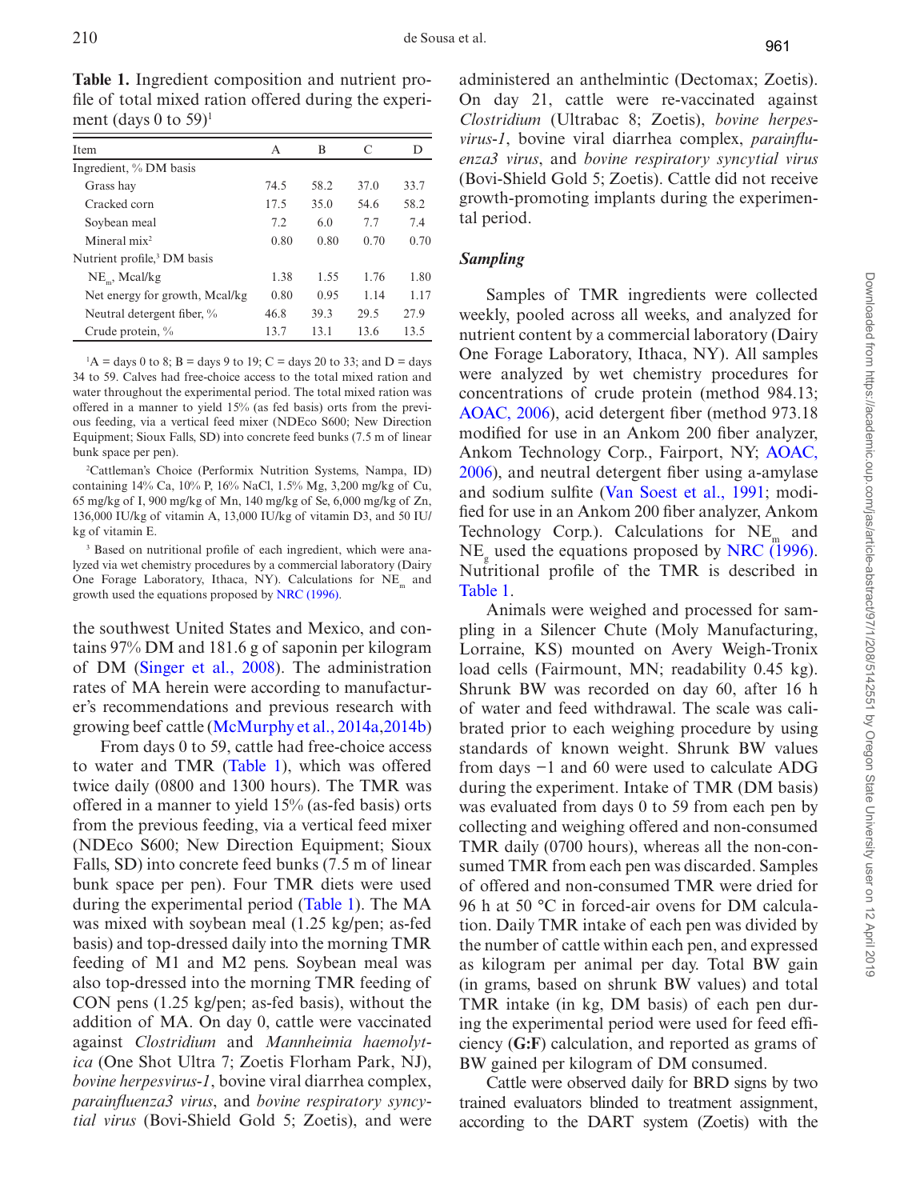**Table 1.** Ingredient composition and nutrient profile of total mixed ration offered during the experiment (days 0 to 59)[1]

| Item | A | B | C | D |
|---|---|---|---|---|
| Ingredient, % DM basis | | | | |
| Grass hay | 74.5 | 58.2 | 37.0 | 33.7 |
| Cracked corn | 17.5 | 35.0 | 54.6 | 58.2 |
| Soybean meal | 7.2 | 6.0 | 7.7 | 7.4 |
| Mineral mix[2] | 0.80 | 0.80 | 0.70 | 0.70 |
| Nutrient profile,[3] DM basis | | | | |
| $NE_m$, Mcal/kg | 1.38 | 1.55 | 1.76 | 1.80 |
| Net energy for growth, Mcal/kg | 0.80 | 0.95 | 1.14 | 1.17 |
| Neutral detergent fiber, % | 46.8 | 39.3 | 29.5 | 27.9 |
| Crude protein, % | 13.7 | 13.1 | 13.6 | 13.5 |

[1]A = days 0 to 8; B = days 9 to 19; C = days 20 to 33; and D = days 34 to 59. Calves had free-choice access to the total mixed ration and water throughout the experimental period. The total mixed ration was offered in a manner to yield 15% (as fed basis) orts from the previous feeding, via a vertical feed mixer (NDEco S600; New Direction Equipment; Sioux Falls, SD) into concrete feed bunks (7.5 m of linear bunk space per pen).

[2]Cattleman's Choice (Performix Nutrition Systems, Nampa, ID) containing 14% Ca, 10% P, 16% NaCl, 1.5% Mg, 3,200 mg/kg of Cu, 65 mg/kg of I, 900 mg/kg of Mn, 140 mg/kg of Se, 6,000 mg/kg of Zn, 136,000 IU/kg of vitamin A, 13,000 IU/kg of vitamin D3, and 50 IU/kg of vitamin E.

[3] Based on nutritional profile of each ingredient, which were analyzed via wet chemistry procedures by a commercial laboratory (Dairy One Forage Laboratory, Ithaca, NY). Calculations for $NE_m$ and growth used the equations proposed by NRC (1996).

the southwest United States and Mexico, and contains 97% DM and 181.6 g of saponin per kilogram of DM (Singer et al., 2008). The administration rates of MA herein were according to manufacturer's recommendations and previous research with growing beef cattle (McMurphy et al., 2014a,2014b)

From days 0 to 59, cattle had free-choice access to water and TMR (Table 1), which was offered twice daily (0800 and 1300 hours). The TMR was offered in a manner to yield 15% (as-fed basis) orts from the previous feeding, via a vertical feed mixer (NDEco S600; New Direction Equipment; Sioux Falls, SD) into concrete feed bunks (7.5 m of linear bunk space per pen). Four TMR diets were used during the experimental period (Table 1). The MA was mixed with soybean meal (1.25 kg/pen; as-fed basis) and top-dressed daily into the morning TMR feeding of M1 and M2 pens. Soybean meal was also top-dressed into the morning TMR feeding of CON pens (1.25 kg/pen; as-fed basis), without the addition of MA. On day 0, cattle were vaccinated against *Clostridium* and *Mannheimia haemolytica* (One Shot Ultra 7; Zoetis Florham Park, NJ), *bovine herpesvirus-1*, bovine viral diarrhea complex, *parainfluenza3 virus*, and *bovine respiratory syncytial virus* (Bovi-Shield Gold 5; Zoetis), and were administered an anthelmintic (Dectomax; Zoetis). On day 21, cattle were re-vaccinated against *Clostridium* (Ultrabac 8; Zoetis), *bovine herpesvirus-1*, bovine viral diarrhea complex, *parainfluenza3 virus*, and *bovine respiratory syncytial virus* (Bovi-Shield Gold 5; Zoetis). Cattle did not receive growth-promoting implants during the experimental period.

### *Sampling*

Samples of TMR ingredients were collected weekly, pooled across all weeks, and analyzed for nutrient content by a commercial laboratory (Dairy One Forage Laboratory, Ithaca, NY). All samples were analyzed by wet chemistry procedures for concentrations of crude protein (method 984.13; AOAC, 2006), acid detergent fiber (method 973.18 modified for use in an Ankom 200 fiber analyzer, Ankom Technology Corp., Fairport, NY; AOAC, 2006), and neutral detergent fiber using a-amylase and sodium sulfite (Van Soest et al., 1991; modified for use in an Ankom 200 fiber analyzer, Ankom Technology Corp.). Calculations for $NE_m$ and $NE_g$ used the equations proposed by NRC (1996). Nutritional profile of the TMR is described in Table 1.

Animals were weighed and processed for sampling in a Silencer Chute (Moly Manufacturing, Lorraine, KS) mounted on Avery Weigh-Tronix load cells (Fairmount, MN; readability 0.45 kg). Shrunk BW was recorded on day 60, after 16 h of water and feed withdrawal. The scale was calibrated prior to each weighing procedure by using standards of known weight. Shrunk BW values from days −1 and 60 were used to calculate ADG during the experiment. Intake of TMR (DM basis) was evaluated from days 0 to 59 from each pen by collecting and weighing offered and non-consumed TMR daily (0700 hours), whereas all the non-consumed TMR from each pen was discarded. Samples of offered and non-consumed TMR were dried for 96 h at 50 °C in forced-air ovens for DM calculation. Daily TMR intake of each pen was divided by the number of cattle within each pen, and expressed as kilogram per animal per day. Total BW gain (in grams, based on shrunk BW values) and total TMR intake (in kg, DM basis) of each pen during the experimental period were used for feed efficiency (**G:F**) calculation, and reported as grams of BW gained per kilogram of DM consumed.

Cattle were observed daily for BRD signs by two trained evaluators blinded to treatment assignment, according to the DART system (Zoetis) with the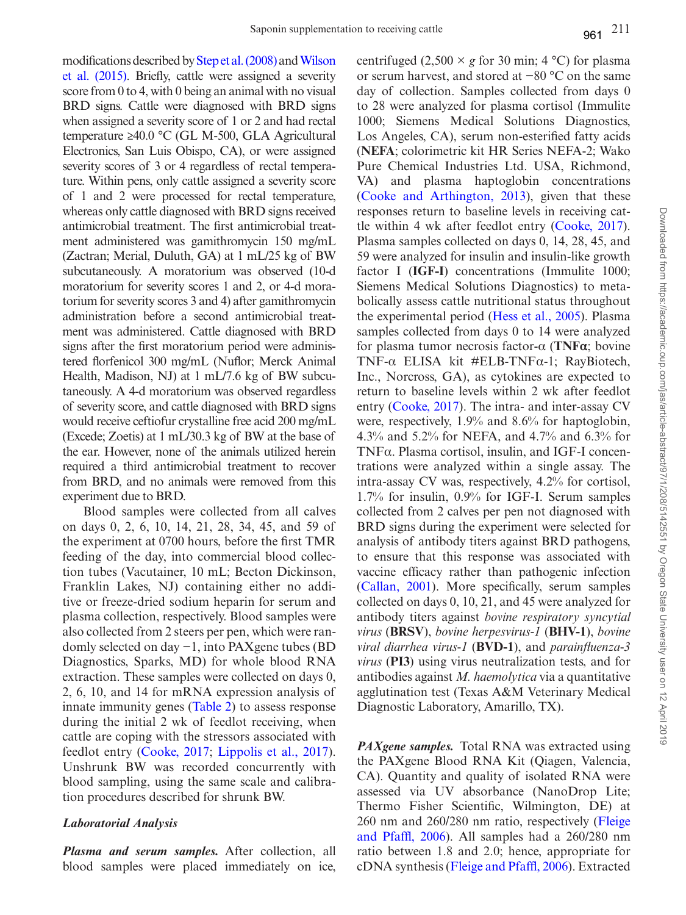modifications described by Step et al. (2008) and Wilson et al. (2015). Briefly, cattle were assigned a severity score from 0 to 4, with 0 being an animal with no visual BRD signs. Cattle were diagnosed with BRD signs when assigned a severity score of 1 or 2 and had rectal temperature ≥40.0 °C (GL M-500, GLA Agricultural Electronics, San Luis Obispo, CA), or were assigned severity scores of 3 or 4 regardless of rectal temperature. Within pens, only cattle assigned a severity score of 1 and 2 were processed for rectal temperature, whereas only cattle diagnosed with BRD signs received antimicrobial treatment. The first antimicrobial treatment administered was gamithromycin 150 mg/mL (Zactran; Merial, Duluth, GA) at 1 mL/25 kg of BW subcutaneously. A moratorium was observed (10-d moratorium for severity scores 1 and 2, or 4-d moratorium for severity scores 3 and 4) after gamithromycin administration before a second antimicrobial treatment was administered. Cattle diagnosed with BRD signs after the first moratorium period were administered florfenicol 300 mg/mL (Nuflor; Merck Animal Health, Madison, NJ) at 1 mL/7.6 kg of BW subcutaneously. A 4-d moratorium was observed regardless of severity score, and cattle diagnosed with BRD signs would receive ceftiofur crystalline free acid 200 mg/mL (Excede; Zoetis) at 1 mL/30.3 kg of BW at the base of the ear. However, none of the animals utilized herein required a third antimicrobial treatment to recover from BRD, and no animals were removed from this experiment due to BRD.

Blood samples were collected from all calves on days 0, 2, 6, 10, 14, 21, 28, 34, 45, and 59 of the experiment at 0700 hours, before the first TMR feeding of the day, into commercial blood collection tubes (Vacutainer, 10 mL; Becton Dickinson, Franklin Lakes, NJ) containing either no additive or freeze-dried sodium heparin for serum and plasma collection, respectively. Blood samples were also collected from 2 steers per pen, which were randomly selected on day −1, into PAXgene tubes (BD Diagnostics, Sparks, MD) for whole blood RNA extraction. These samples were collected on days 0, 2, 6, 10, and 14 for mRNA expression analysis of innate immunity genes (Table 2) to assess response during the initial 2 wk of feedlot receiving, when cattle are coping with the stressors associated with feedlot entry (Cooke, 2017; Lippolis et al., 2017). Unshrunk BW was recorded concurrently with blood sampling, using the same scale and calibration procedures described for shrunk BW.

### Laboratorial Analysis

***Plasma and serum samples.*** After collection, all blood samples were placed immediately on ice, centrifuged (2,500 × *g* for 30 min; 4 °C) for plasma or serum harvest, and stored at −80 °C on the same day of collection. Samples collected from days 0 to 28 were analyzed for plasma cortisol (Immulite 1000; Siemens Medical Solutions Diagnostics, Los Angeles, CA), serum non-esterified fatty acids (**NEFA**; colorimetric kit HR Series NEFA-2; Wako Pure Chemical Industries Ltd. USA, Richmond, VA) and plasma haptoglobin concentrations (Cooke and Arthington, 2013), given that these responses return to baseline levels in receiving cattle within 4 wk after feedlot entry (Cooke, 2017). Plasma samples collected on days 0, 14, 28, 45, and 59 were analyzed for insulin and insulin-like growth factor I (**IGF-I**) concentrations (Immulite 1000; Siemens Medical Solutions Diagnostics) to metabolically assess cattle nutritional status throughout the experimental period (Hess et al., 2005). Plasma samples collected from days 0 to 14 were analyzed for plasma tumor necrosis factor-α (**TNFα**; bovine TNF-α ELISA kit #ELB-TNFα-1; RayBiotech, Inc., Norcross, GA), as cytokines are expected to return to baseline levels within 2 wk after feedlot entry (Cooke, 2017). The intra- and inter-assay CV were, respectively, 1.9% and 8.6% for haptoglobin, 4.3% and 5.2% for NEFA, and 4.7% and 6.3% for TNFα. Plasma cortisol, insulin, and IGF-I concentrations were analyzed within a single assay. The intra-assay CV was, respectively, 4.2% for cortisol, 1.7% for insulin, 0.9% for IGF-I. Serum samples collected from 2 calves per pen not diagnosed with BRD signs during the experiment were selected for analysis of antibody titers against BRD pathogens, to ensure that this response was associated with vaccine efficacy rather than pathogenic infection (Callan, 2001). More specifically, serum samples collected on days 0, 10, 21, and 45 were analyzed for antibody titers against *bovine respiratory syncytial virus* (**BRSV**), *bovine herpesvirus-1* (**BHV-1**), *bovine viral diarrhea virus-1* (**BVD-1**), and *parainfluenza-3 virus* (**PI3**) using virus neutralization tests, and for antibodies against *M. haemolytica* via a quantitative agglutination test (Texas A&M Veterinary Medical Diagnostic Laboratory, Amarillo, TX).

***PAXgene samples.*** Total RNA was extracted using the PAXgene Blood RNA Kit (Qiagen, Valencia, CA). Quantity and quality of isolated RNA were assessed via UV absorbance (NanoDrop Lite; Thermo Fisher Scientific, Wilmington, DE) at 260 nm and 260/280 nm ratio, respectively (Fleige and Pfaffl, 2006). All samples had a 260/280 nm ratio between 1.8 and 2.0; hence, appropriate for cDNA synthesis (Fleige and Pfaffl, 2006). Extracted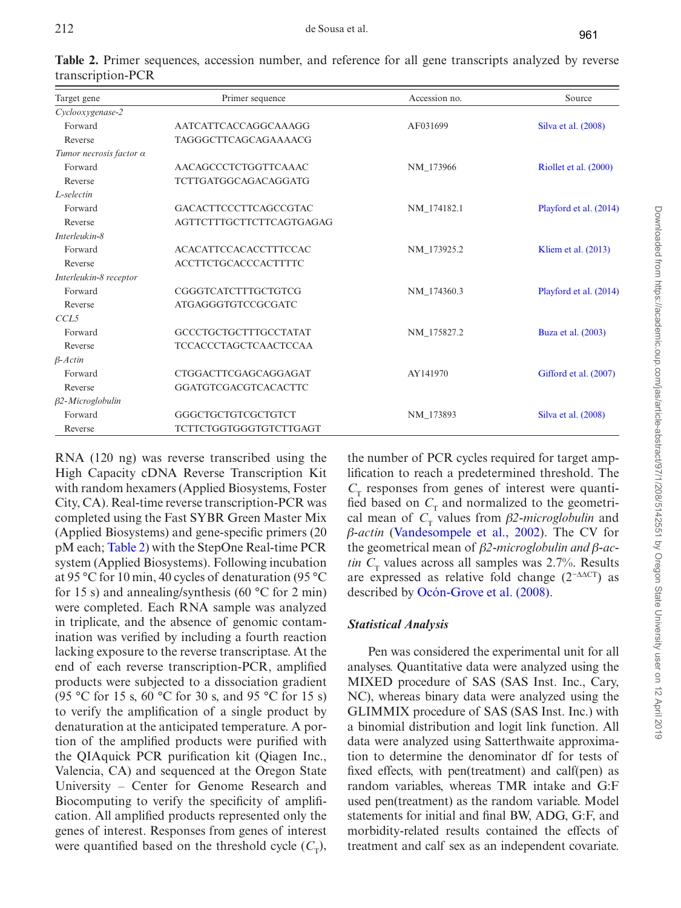**Table 2.** Primer sequences, accession number, and reference for all gene transcripts analyzed by reverse transcription-PCR

| Target gene | Primer sequence | Accession no. | Source |
|---|---|---|---|
| *Cyclooxygenase-2* | | | |
| Forward | AATCATTCACCAGGCAAAGG | AF031699 | Silva et al. (2008) |
| Reverse | TAGGGCTTCAGCAGAAAACG | | |
| *Tumor necrosis factor α* | | | |
| Forward | AACAGCCCTCTGGTTCAAAC | NM_173966 | Riollet et al. (2000) |
| Reverse | TCTTGATGGCAGACAGGATG | | |
| *L-selectin* | | | |
| Forward | GACACTTCCCTTCAGCCGTAC | NM_174182.1 | Playford et al. (2014) |
| Reverse | AGTTCTTTGCTTCTTCAGTGAGAG | | |
| *Interleukin-8* | | | |
| Forward | ACACATTCCACACCTTTCCAC | NM_173925.2 | Kliem et al. (2013) |
| Reverse | ACCTTCTGCACCCACTTTTC | | |
| *Interleukin-8 receptor* | | | |
| Forward | CGGGTCATCTTTGCTGTCG | NM_174360.3 | Playford et al. (2014) |
| Reverse | ATGAGGGTGTCCGCGATC | | |
| *CCL5* | | | |
| Forward | GCCCTGCTGCTTTGCCTATAT | NM_175827.2 | Buza et al. (2003) |
| Reverse | TCCACCCTAGCTCAACTCCAA | | |
| *β-Actin* | | | |
| Forward | CTGGACTTCGAGCAGGAGAT | AY141970 | Gifford et al. (2007) |
| Reverse | GGATGTCGACGTCACACTTC | | |
| *β2-Microglobulin* | | | |
| Forward | GGGCTGCTGTCGCTGTCT | NM_173893 | Silva et al. (2008) |
| Reverse | TCTTCTGGTGGGTGTCTTGAGT | | |

RNA (120 ng) was reverse transcribed using the High Capacity cDNA Reverse Transcription Kit with random hexamers (Applied Biosystems, Foster City, CA). Real-time reverse transcription-PCR was completed using the Fast SYBR Green Master Mix (Applied Biosystems) and gene-specific primers (20 pM each; Table 2) with the StepOne Real-time PCR system (Applied Biosystems). Following incubation at 95 °C for 10 min, 40 cycles of denaturation (95 °C for 15 s) and annealing/synthesis (60 °C for 2 min) were completed. Each RNA sample was analyzed in triplicate, and the absence of genomic contamination was verified by including a fourth reaction lacking exposure to the reverse transcriptase. At the end of each reverse transcription-PCR, amplified products were subjected to a dissociation gradient (95 °C for 15 s, 60 °C for 30 s, and 95 °C for 15 s) to verify the amplification of a single product by denaturation at the anticipated temperature. A portion of the amplified products were purified with the QIAquick PCR purification kit (Qiagen Inc., Valencia, CA) and sequenced at the Oregon State University – Center for Genome Research and Biocomputing to verify the specificity of amplification. All amplified products represented only the genes of interest. Responses from genes of interest were quantified based on the threshold cycle ($C_T$), the number of PCR cycles required for target amplification to reach a predetermined threshold. The $C_T$ responses from genes of interest were quantified based on $C_T$ and normalized to the geometrical mean of $C_T$ values from *β2-microglobulin* and *β-actin* (Vandesompele et al., 2002). The CV for the geometrical mean of *β2-microglobulin and β-actin* $C_T$ values across all samples was 2.7%. Results are expressed as relative fold change ($2^{-\Delta\Delta CT}$) as described by Ocón-Grove et al. (2008).

### *Statistical Analysis*

Pen was considered the experimental unit for all analyses. Quantitative data were analyzed using the MIXED procedure of SAS (SAS Inst. Inc., Cary, NC), whereas binary data were analyzed using the GLIMMIX procedure of SAS (SAS Inst. Inc.) with a binomial distribution and logit link function. All data were analyzed using Satterthwaite approximation to determine the denominator df for tests of fixed effects, with pen(treatment) and calf(pen) as random variables, whereas TMR intake and G:F used pen(treatment) as the random variable. Model statements for initial and final BW, ADG, G:F, and morbidity-related results contained the effects of treatment and calf sex as an independent covariate.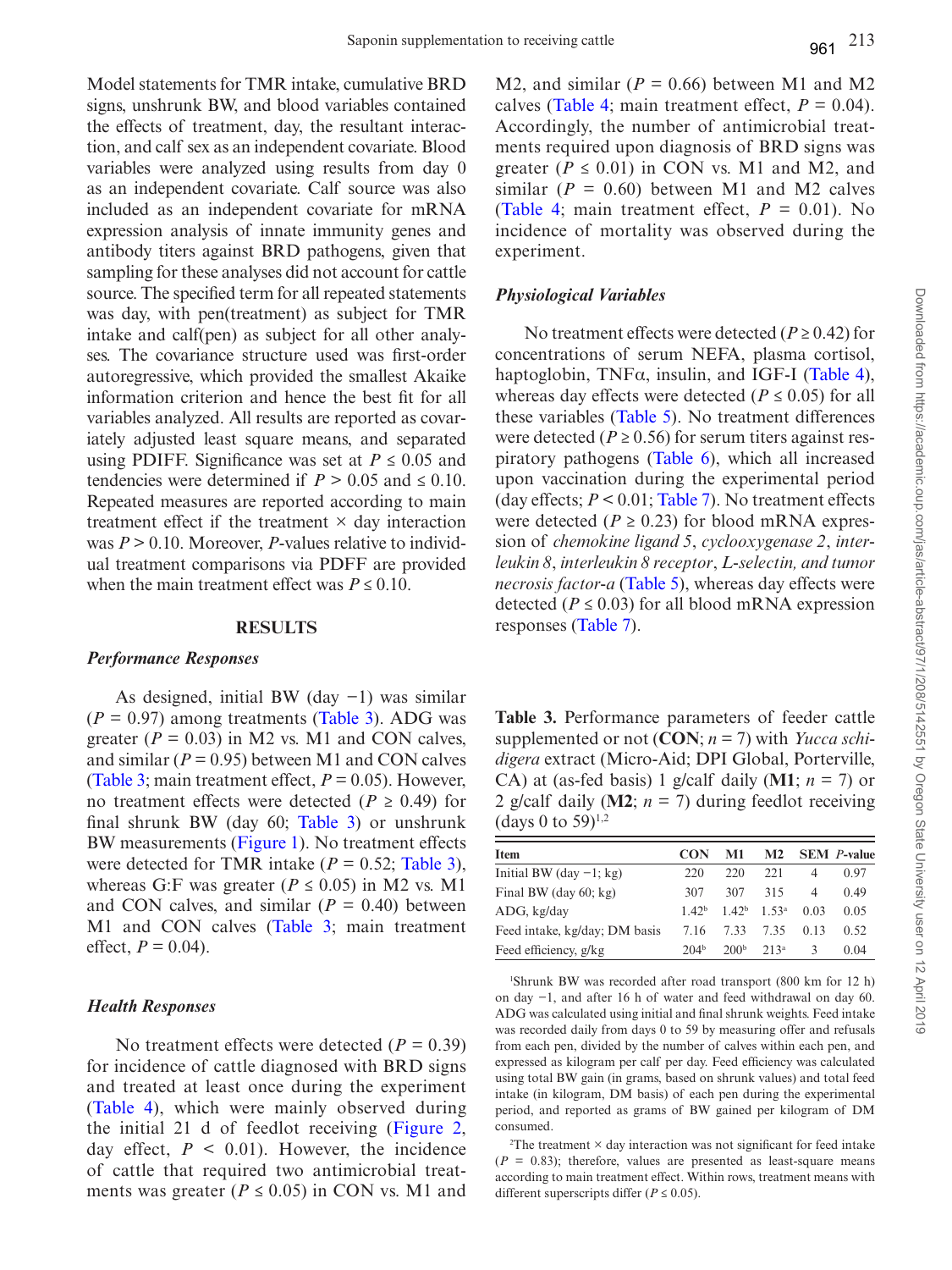Model statements for TMR intake, cumulative BRD signs, unshrunk BW, and blood variables contained the effects of treatment, day, the resultant interaction, and calf sex as an independent covariate. Blood variables were analyzed using results from day 0 as an independent covariate. Calf source was also included as an independent covariate for mRNA expression analysis of innate immunity genes and antibody titers against BRD pathogens, given that sampling for these analyses did not account for cattle source. The specified term for all repeated statements was day, with pen(treatment) as subject for TMR intake and calf(pen) as subject for all other analyses. The covariance structure used was first-order autoregressive, which provided the smallest Akaike information criterion and hence the best fit for all variables analyzed. All results are reported as covariately adjusted least square means, and separated using PDIFF. Significance was set at $P \leq 0.05$ and tendencies were determined if $P > 0.05$ and $\leq 0.10$. Repeated measures are reported according to main treatment effect if the treatment × day interaction was $P > 0.10$. Moreover, $P$-values relative to individual treatment comparisons via PDFF are provided when the main treatment effect was $P \leq 0.10$.

## RESULTS

### *Performance Responses*

As designed, initial BW (day −1) was similar ($P = 0.97$) among treatments (Table 3). ADG was greater ($P = 0.03$) in M2 vs. M1 and CON calves, and similar ($P = 0.95$) between M1 and CON calves (Table 3; main treatment effect, $P = 0.05$). However, no treatment effects were detected ($P \geq 0.49$) for final shrunk BW (day 60; Table 3) or unshrunk BW measurements (Figure 1). No treatment effects were detected for TMR intake ($P = 0.52$; Table 3), whereas G:F was greater ($P \leq 0.05$) in M2 vs. M1 and CON calves, and similar ($P = 0.40$) between M1 and CON calves (Table 3; main treatment effect, $P = 0.04$).

### *Health Responses*

No treatment effects were detected ($P = 0.39$) for incidence of cattle diagnosed with BRD signs and treated at least once during the experiment (Table 4), which were mainly observed during the initial 21 d of feedlot receiving (Figure 2, day effect, $P < 0.01$). However, the incidence of cattle that required two antimicrobial treatments was greater ($P \leq 0.05$) in CON vs. M1 and M2, and similar ($P = 0.66$) between M1 and M2 calves (Table 4; main treatment effect, $P = 0.04$). Accordingly, the number of antimicrobial treatments required upon diagnosis of BRD signs was greater ($P \leq 0.01$) in CON vs. M1 and M2, and similar ($P = 0.60$) between M1 and M2 calves (Table 4; main treatment effect, $P = 0.01$). No incidence of mortality was observed during the experiment.

### *Physiological Variables*

No treatment effects were detected ($P \geq 0.42$) for concentrations of serum NEFA, plasma cortisol, haptoglobin, TNFα, insulin, and IGF-I (Table 4), whereas day effects were detected ($P \leq 0.05$) for all these variables (Table 5). No treatment differences were detected ($P \geq 0.56$) for serum titers against respiratory pathogens (Table 6), which all increased upon vaccination during the experimental period (day effects; $P < 0.01$; Table 7). No treatment effects were detected ($P \geq 0.23$) for blood mRNA expression of *chemokine ligand 5*, *cyclooxygenase 2*, *interleukin 8*, *interleukin 8 receptor*, *L-selectin, and tumor necrosis factor-a* (Table 5), whereas day effects were detected ($P \leq 0.03$) for all blood mRNA expression responses (Table 7).

**Table 3.** Performance parameters of feeder cattle supplemented or not (**CON**; $n = 7$) with *Yucca schidigera* extract (Micro-Aid; DPI Global, Porterville, CA) at (as-fed basis) 1 g/calf daily (**M1**; $n = 7$) or 2 g/calf daily (**M2**; $n = 7$) during feedlot receiving (days 0 to 59)[1,2]

| Item | CON | M1 | M2 | SEM | $P$-value |
|---|---|---|---|---|---|
| Initial BW (day −1; kg) | 220 | 220 | 221 | 4 | 0.97 |
| Final BW (day 60; kg) | 307 | 307 | 315 | 4 | 0.49 |
| ADG, kg/day | 1.42[b] | 1.42[b] | 1.53[a] | 0.03 | 0.05 |
| Feed intake, kg/day; DM basis | 7.16 | 7.33 | 7.35 | 0.13 | 0.52 |
| Feed efficiency, g/kg | 204[b] | 200[b] | 213[a] | 3 | 0.04 |

[1]Shrunk BW was recorded after road transport (800 km for 12 h) on day −1, and after 16 h of water and feed withdrawal on day 60. ADG was calculated using initial and final shrunk weights. Feed intake was recorded daily from days 0 to 59 by measuring offer and refusals from each pen, divided by the number of calves within each pen, and expressed as kilogram per calf per day. Feed efficiency was calculated using total BW gain (in grams, based on shrunk values) and total feed intake (in kilogram, DM basis) of each pen during the experimental period, and reported as grams of BW gained per kilogram of DM consumed.

[2]The treatment × day interaction was not significant for feed intake ($P = 0.83$); therefore, values are presented as least-square means according to main treatment effect. Within rows, treatment means with different superscripts differ ($P \leq 0.05$).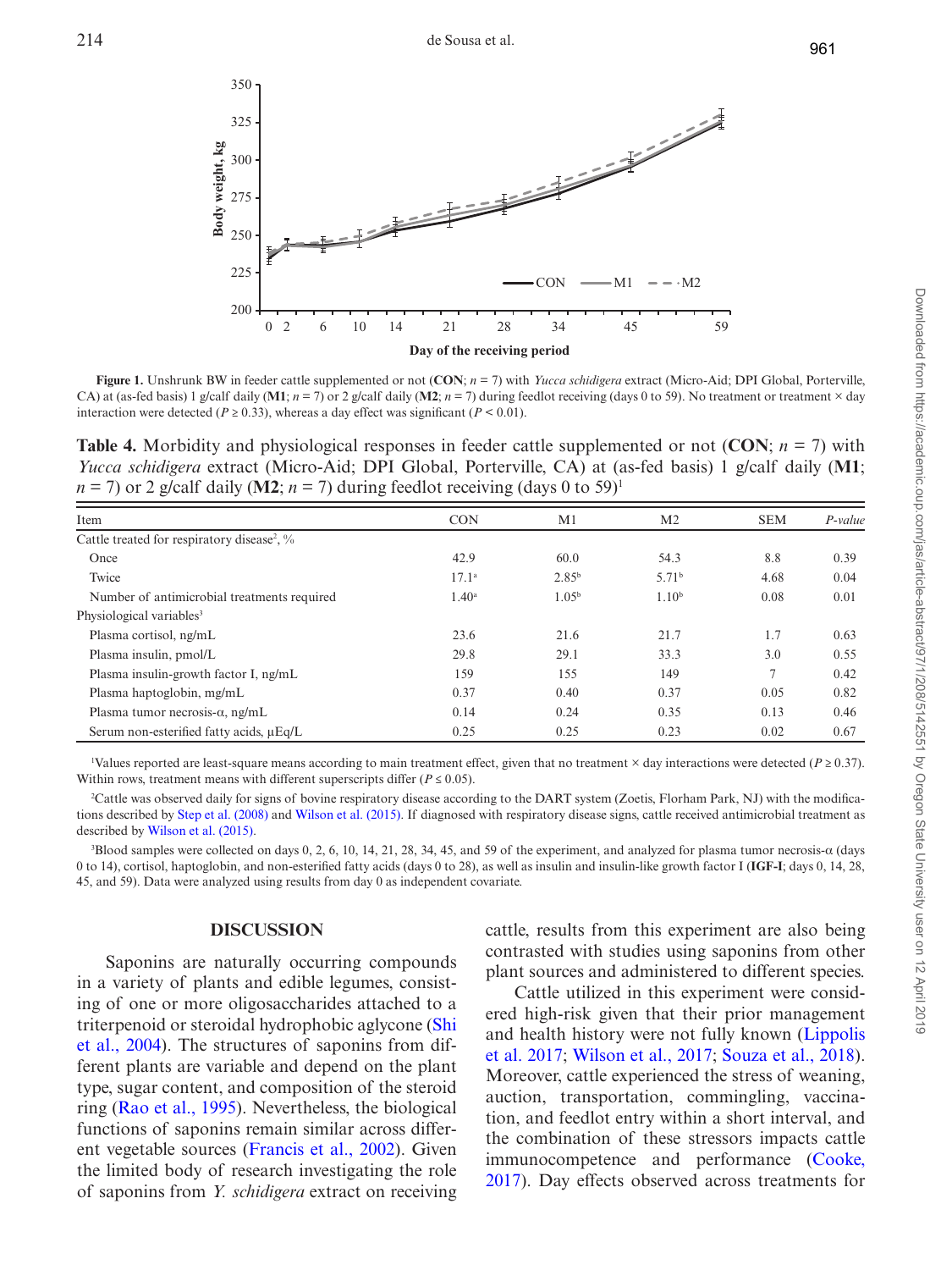**Figure 1.** Unshrunk BW in feeder cattle supplemented or not (**CON**; *n* = 7) with *Yucca schidigera* extract (Micro-Aid; DPI Global, Porterville, CA) at (as-fed basis) 1 g/calf daily (**M1**; *n* = 7) or 2 g/calf daily (**M2**; *n* = 7) during feedlot receiving (days 0 to 59). No treatment or treatment × day interaction were detected ($P \geq 0.33$), whereas a day effect was significant ($P < 0.01$).

**Table 4.** Morbidity and physiological responses in feeder cattle supplemented or not (**CON**; *n* = 7) with *Yucca schidigera* extract (Micro-Aid; DPI Global, Porterville, CA) at (as-fed basis) 1 g/calf daily (**M1**; *n* = 7) or 2 g/calf daily (**M2**; *n* = 7) during feedlot receiving (days 0 to 59)[1]

| Item | CON | M1 | M2 | SEM | *P-value* |
|---|---|---|---|---|---|
| Cattle treated for respiratory disease[2], % | | | | | |
| Once | 42.9 | 60.0 | 54.3 | 8.8 | 0.39 |
| Twice | 17.1[a] | 2.85[b] | 5.71[b] | 4.68 | 0.04 |
| Number of antimicrobial treatments required | 1.40[a] | 1.05[b] | 1.10[b] | 0.08 | 0.01 |
| Physiological variables[3] | | | | | |
| Plasma cortisol, ng/mL | 23.6 | 21.6 | 21.7 | 1.7 | 0.63 |
| Plasma insulin, pmol/L | 29.8 | 29.1 | 33.3 | 3.0 | 0.55 |
| Plasma insulin-growth factor I, ng/mL | 159 | 155 | 149 | 7 | 0.42 |
| Plasma haptoglobin, mg/mL | 0.37 | 0.40 | 0.37 | 0.05 | 0.82 |
| Plasma tumor necrosis-α, ng/mL | 0.14 | 0.24 | 0.35 | 0.13 | 0.46 |
| Serum non-esterified fatty acids, μEq/L | 0.25 | 0.25 | 0.23 | 0.02 | 0.67 |

[1]Values reported are least-square means according to main treatment effect, given that no treatment × day interactions were detected ($P \geq 0.37$). Within rows, treatment means with different superscripts differ ($P \leq 0.05$).

[2]Cattle was observed daily for signs of bovine respiratory disease according to the DART system (Zoetis, Florham Park, NJ) with the modifications described by Step et al. (2008) and Wilson et al. (2015). If diagnosed with respiratory disease signs, cattle received antimicrobial treatment as described by Wilson et al. (2015).

[3]Blood samples were collected on days 0, 2, 6, 10, 14, 21, 28, 34, 45, and 59 of the experiment, and analyzed for plasma tumor necrosis-α (days 0 to 14), cortisol, haptoglobin, and non-esterified fatty acids (days 0 to 28), as well as insulin and insulin-like growth factor I (**IGF-I**; days 0, 14, 28, 45, and 59). Data were analyzed using results from day 0 as independent covariate.

## DISCUSSION

Saponins are naturally occurring compounds in a variety of plants and edible legumes, consisting of one or more oligosaccharides attached to a triterpenoid or steroidal hydrophobic aglycone (Shi et al., 2004). The structures of saponins from different plants are variable and depend on the plant type, sugar content, and composition of the steroid ring (Rao et al., 1995). Nevertheless, the biological functions of saponins remain similar across different vegetable sources (Francis et al., 2002). Given the limited body of research investigating the role of saponins from *Y. schidigera* extract on receiving cattle, results from this experiment are also being contrasted with studies using saponins from other plant sources and administered to different species.

Cattle utilized in this experiment were considered high-risk given that their prior management and health history were not fully known (Lippolis et al. 2017; Wilson et al., 2017; Souza et al., 2018). Moreover, cattle experienced the stress of weaning, auction, transportation, commingling, vaccination, and feedlot entry within a short interval, and the combination of these stressors impacts cattle immunocompetence and performance (Cooke, 2017). Day effects observed across treatments for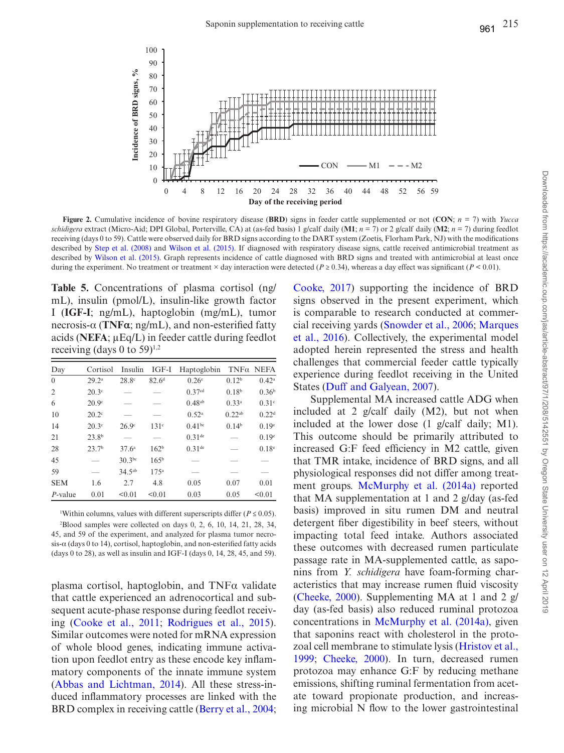**Figure 2.** Cumulative incidence of bovine respiratory disease (**BRD**) signs in feeder cattle supplemented or not (**CON**; *n* = 7) with *Yucca schidigera* extract (Micro-Aid; DPI Global, Porterville, CA) at (as-fed basis) 1 g/calf daily (**M1**; *n* = 7) or 2 g/calf daily (**M2**; *n* = 7) during feedlot receiving (days 0 to 59). Cattle were observed daily for BRD signs according to the DART system (Zoetis, Florham Park, NJ) with the modifications described by Step et al. (2008) and Wilson et al. (2015). If diagnosed with respiratory disease signs, cattle received antimicrobial treatment as described by Wilson et al. (2015). Graph represents incidence of cattle diagnosed with BRD signs and treated with antimicrobial at least once during the experiment. No treatment or treatment × day interaction were detected ($P \geq 0.34$), whereas a day effect was significant ($P < 0.01$).

**Table 5.** Concentrations of plasma cortisol (ng/mL), insulin (pmol/L), insulin-like growth factor I (**IGF-I**; ng/mL), haptoglobin (mg/mL), tumor necrosis-α (**TNFα**; ng/mL), and non-esterified fatty acids (**NEFA**; μEq/L) in feeder cattle during feedlot receiving (days 0 to 59)[1,2]

| Day | Cortisol | Insulin | IGF-I | Haptoglobin | TNFα | NEFA |
|---|---|---|---|---|---|---|
| 0 | 29.2[a] | 28.8[c] | 82.6[d] | 0.26[e] | 0.12[b] | 0.42[a] |
| 2 | 20.3[c] | — | — | 0.37[cd] | 0.18[b] | 0.36[b] |
| 6 | 20.9[c] | — | — | 0.48[ab] | 0.33[a] | 0.31[c] |
| 10 | 20.2[c] | — | — | 0.52[a] | 0.22[ab] | 0.22[d] |
| 14 | 20.3[c] | 26.9[c] | 131[c] | 0.41[bc] | 0.14[b] | 0.19[e] |
| 21 | 23.8[b] | — | — | 0.31[de] | — | 0.19[e] |
| 28 | 23.7[b] | 37.6[a] | 162[b] | 0.31[de] | — | 0.18[e] |
| 45 | — | 30.3[bc] | 165[b] | — | — | — |
| 59 | — | 34.5[ab] | 175[a] | — | — | — |
| SEM | 1.6 | 2.7 | 4.8 | 0.05 | 0.07 | 0.01 |
| *P*-value | 0.01 | <0.01 | <0.01 | 0.03 | 0.05 | <0.01 |

[1]Within columns, values with different superscripts differ ($P \leq 0.05$).

[2]Blood samples were collected on days 0, 2, 6, 10, 14, 21, 28, 34, 45, and 59 of the experiment, and analyzed for plasma tumor necrosis-α (days 0 to 14), cortisol, haptoglobin, and non-esterified fatty acids (days 0 to 28), as well as insulin and IGF-I (days 0, 14, 28, 45, and 59).

plasma cortisol, haptoglobin, and TNFα validate that cattle experienced an adrenocortical and subsequent acute-phase response during feedlot receiving (Cooke et al., 2011; Rodrigues et al., 2015). Similar outcomes were noted for mRNA expression of whole blood genes, indicating immune activation upon feedlot entry as these encode key inflammatory components of the innate immune system (Abbas and Lichtman, 2014). All these stress-induced inflammatory processes are linked with the BRD complex in receiving cattle (Berry et al., 2004; Cooke, 2017) supporting the incidence of BRD signs observed in the present experiment, which is comparable to research conducted at commercial receiving yards (Snowder et al., 2006; Marques et al., 2016). Collectively, the experimental model adopted herein represented the stress and health challenges that commercial feeder cattle typically experience during feedlot receiving in the United States (Duff and Galyean, 2007).

Supplemental MA increased cattle ADG when included at 2 g/calf daily (M2), but not when included at the lower dose (1 g/calf daily; M1). This outcome should be primarily attributed to increased G:F feed efficiency in M2 cattle, given that TMR intake, incidence of BRD signs, and all physiological responses did not differ among treatment groups. McMurphy et al. (2014a) reported that MA supplementation at 1 and 2 g/day (as-fed basis) improved in situ rumen DM and neutral detergent fiber digestibility in beef steers, without impacting total feed intake. Authors associated these outcomes with decreased rumen particulate passage rate in MA-supplemented cattle, as saponins from *Y. schidigera* have foam-forming characteristics that may increase rumen fluid viscosity (Cheeke, 2000). Supplementing MA at 1 and 2 g/day (as-fed basis) also reduced ruminal protozoa concentrations in McMurphy et al. (2014a), given that saponins react with cholesterol in the protozoal cell membrane to stimulate lysis (Hristov et al., 1999; Cheeke, 2000). In turn, decreased rumen protozoa may enhance G:F by reducing methane emissions, shifting ruminal fermentation from acetate toward propionate production, and increasing microbial N flow to the lower gastrointestinal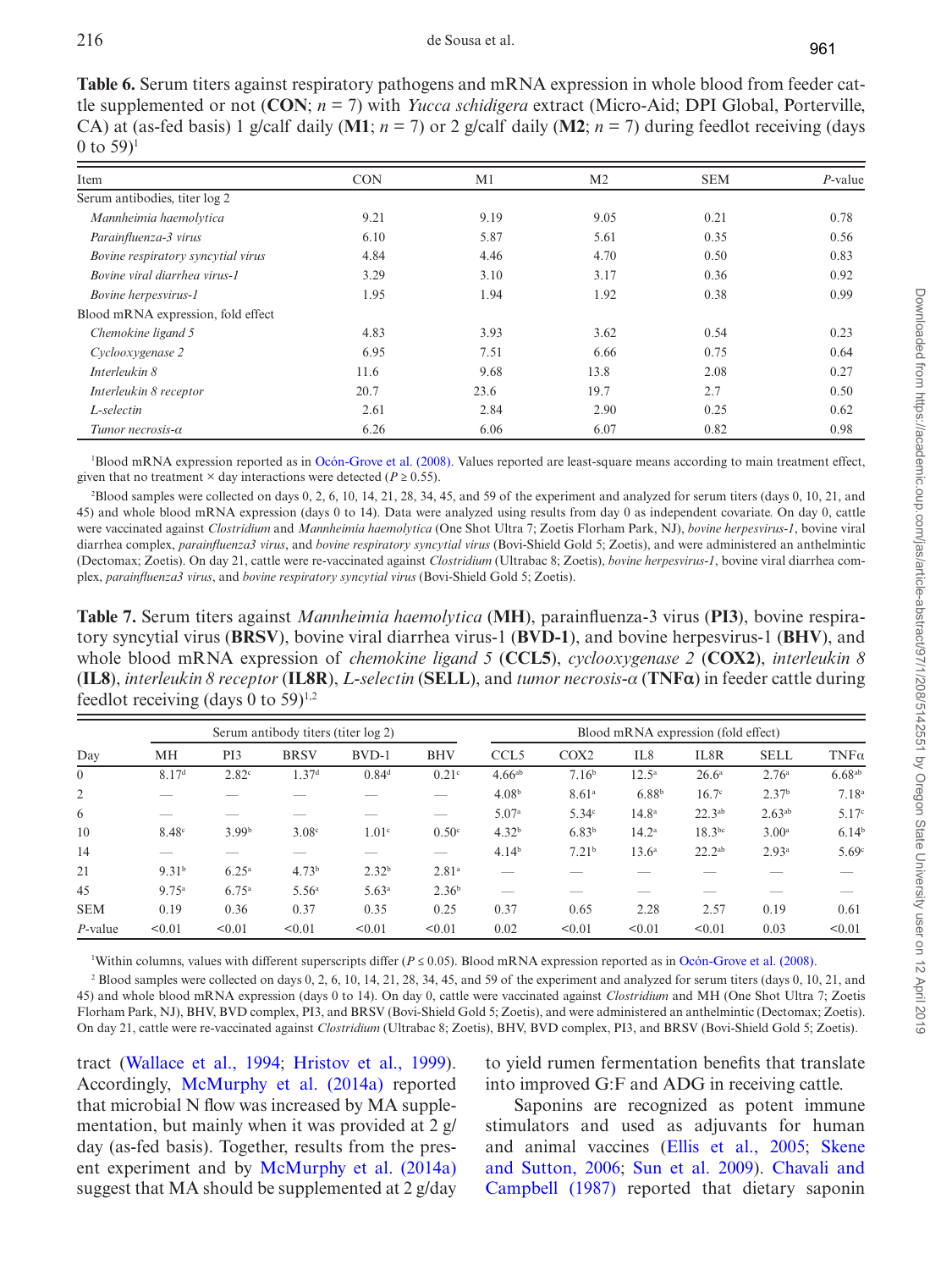**Table 6.** Serum titers against respiratory pathogens and mRNA expression in whole blood from feeder cattle supplemented or not (**CON**; $n = 7$) with *Yucca schidigera* extract (Micro-Aid; DPI Global, Porterville, CA) at (as-fed basis) 1 g/calf daily (**M1**; $n = 7$) or 2 g/calf daily (**M2**; $n = 7$) during feedlot receiving (days 0 to 59)[1]

| Item | CON | M1 | M2 | SEM | *P*-value |
|---|---|---|---|---|---|
| Serum antibodies, titer log 2 | | | | | |
| *Mannheimia haemolytica* | 9.21 | 9.19 | 9.05 | 0.21 | 0.78 |
| *Parainfluenza-3 virus* | 6.10 | 5.87 | 5.61 | 0.35 | 0.56 |
| *Bovine respiratory syncytial virus* | 4.84 | 4.46 | 4.70 | 0.50 | 0.83 |
| *Bovine viral diarrhea virus-1* | 3.29 | 3.10 | 3.17 | 0.36 | 0.92 |
| *Bovine herpesvirus-1* | 1.95 | 1.94 | 1.92 | 0.38 | 0.99 |
| Blood mRNA expression, fold effect | | | | | |
| *Chemokine ligand 5* | 4.83 | 3.93 | 3.62 | 0.54 | 0.23 |
| *Cyclooxygenase 2* | 6.95 | 7.51 | 6.66 | 0.75 | 0.64 |
| *Interleukin 8* | 11.6 | 9.68 | 13.8 | 2.08 | 0.27 |
| *Interleukin 8 receptor* | 20.7 | 23.6 | 19.7 | 2.7 | 0.50 |
| *L-selectin* | 2.61 | 2.84 | 2.90 | 0.25 | 0.62 |
| *Tumor necrosis-α* | 6.26 | 6.06 | 6.07 | 0.82 | 0.98 |

[1]Blood mRNA expression reported as in Ocón-Grove et al. (2008). Values reported are least-square means according to main treatment effect, given that no treatment × day interactions were detected ($P \geq 0.55$).

[2]Blood samples were collected on days 0, 2, 6, 10, 14, 21, 28, 34, 45, and 59 of the experiment and analyzed for serum titers (days 0, 10, 21, and 45) and whole blood mRNA expression (days 0 to 14). Data were analyzed using results from day 0 as independent covariate. On day 0, cattle were vaccinated against *Clostridium* and *Mannheimia haemolytica* (One Shot Ultra 7; Zoetis Florham Park, NJ), *bovine herpesvirus-1*, bovine viral diarrhea complex, *parainfluenza3 virus*, and *bovine respiratory syncytial virus* (Bovi-Shield Gold 5; Zoetis), and were administered an anthelmintic (Dectomax; Zoetis). On day 21, cattle were re-vaccinated against *Clostridium* (Ultrabac 8; Zoetis), *bovine herpesvirus-1*, bovine viral diarrhea complex, *parainfluenza3 virus*, and *bovine respiratory syncytial virus* (Bovi-Shield Gold 5; Zoetis).

**Table 7.** Serum titers against *Mannheimia haemolytica* (**MH**), parainfluenza-3 virus (**PI3**), bovine respiratory syncytial virus (**BRSV**), bovine viral diarrhea virus-1 (**BVD-1**), and bovine herpesvirus-1 (**BHV**), and whole blood mRNA expression of *chemokine ligand 5* (**CCL5**), *cyclooxygenase 2* (**COX2**), *interleukin 8* (**IL8**), *interleukin 8 receptor* (**IL8R**), *L-selectin* (**SELL**), and *tumor necrosis-α* (**TNFα**) in feeder cattle during feedlot receiving (days 0 to 59)[1,2]

| | Serum antibody titers (titer log 2) | | | | | Blood mRNA expression (fold effect) | | | | | |
|---|---|---|---|---|---|---|---|---|---|---|---|
| Day | MH | PI3 | BRSV | BVD-1 | BHV | CCL5 | COX2 | IL8 | IL8R | SELL | TNFα |
| 0 | 8.17[d] | 2.82[c] | 1.37[d] | 0.84[d] | 0.21[c] | 4.66[ab] | 7.16[b] | 12.5[a] | 26.6[a] | 2.76[a] | 6.68[ab] |
| 2 | — | — | — | — | — | 4.08[b] | 8.61[a] | 6.88[b] | 16.7[c] | 2.37[b] | 7.18[a] |
| 6 | — | — | — | — | — | 5.07[a] | 5.34[c] | 14.8[a] | 22.3[ab] | 2.63[ab] | 5.17[c] |
| 10 | 8.48[c] | 3.99[b] | 3.08[c] | 1.01[c] | 0.50[c] | 4.32[b] | 6.83[b] | 14.2[a] | 18.3[bc] | 3.00[a] | 6.14[b] |
| 14 | — | — | — | — | — | 4.14[b] | 7.21[b] | 13.6[a] | 22.2[ab] | 2.93[a] | 5.69[c] |
| 21 | 9.31[b] | 6.25[a] | 4.73[b] | 2.32[b] | 2.81[a] | — | — | — | — | — | — |
| 45 | 9.75[a] | 6.75[a] | 5.56[a] | 5.63[a] | 2.36[b] | — | — | — | — | — | — |
| SEM | 0.19 | 0.36 | 0.37 | 0.35 | 0.25 | 0.37 | 0.65 | 2.28 | 2.57 | 0.19 | 0.61 |
| *P*-value | <0.01 | <0.01 | <0.01 | <0.01 | <0.01 | 0.02 | <0.01 | <0.01 | <0.01 | 0.03 | <0.01 |

[1]Within columns, values with different superscripts differ ($P \leq 0.05$). Blood mRNA expression reported as in Ocón-Grove et al. (2008).

[2] Blood samples were collected on days 0, 2, 6, 10, 14, 21, 28, 34, 45, and 59 of the experiment and analyzed for serum titers (days 0, 10, 21, and 45) and whole blood mRNA expression (days 0 to 14). On day 0, cattle were vaccinated against *Clostridium* and MH (One Shot Ultra 7; Zoetis Florham Park, NJ), BHV, BVD complex, PI3, and BRSV (Bovi-Shield Gold 5; Zoetis), and were administered an anthelmintic (Dectomax; Zoetis). On day 21, cattle were re-vaccinated against *Clostridium* (Ultrabac 8; Zoetis), BHV, BVD complex, PI3, and BRSV (Bovi-Shield Gold 5; Zoetis).

tract (Wallace et al., 1994; Hristov et al., 1999). Accordingly, McMurphy et al. (2014a) reported that microbial N flow was increased by MA supplementation, but mainly when it was provided at 2 g/day (as-fed basis). Together, results from the present experiment and by McMurphy et al. (2014a) suggest that MA should be supplemented at 2 g/day to yield rumen fermentation benefits that translate into improved G:F and ADG in receiving cattle.

Saponins are recognized as potent immune stimulators and used as adjuvants for human and animal vaccines (Ellis et al., 2005; Skene and Sutton, 2006; Sun et al. 2009). Chavali and Campbell (1987) reported that dietary saponin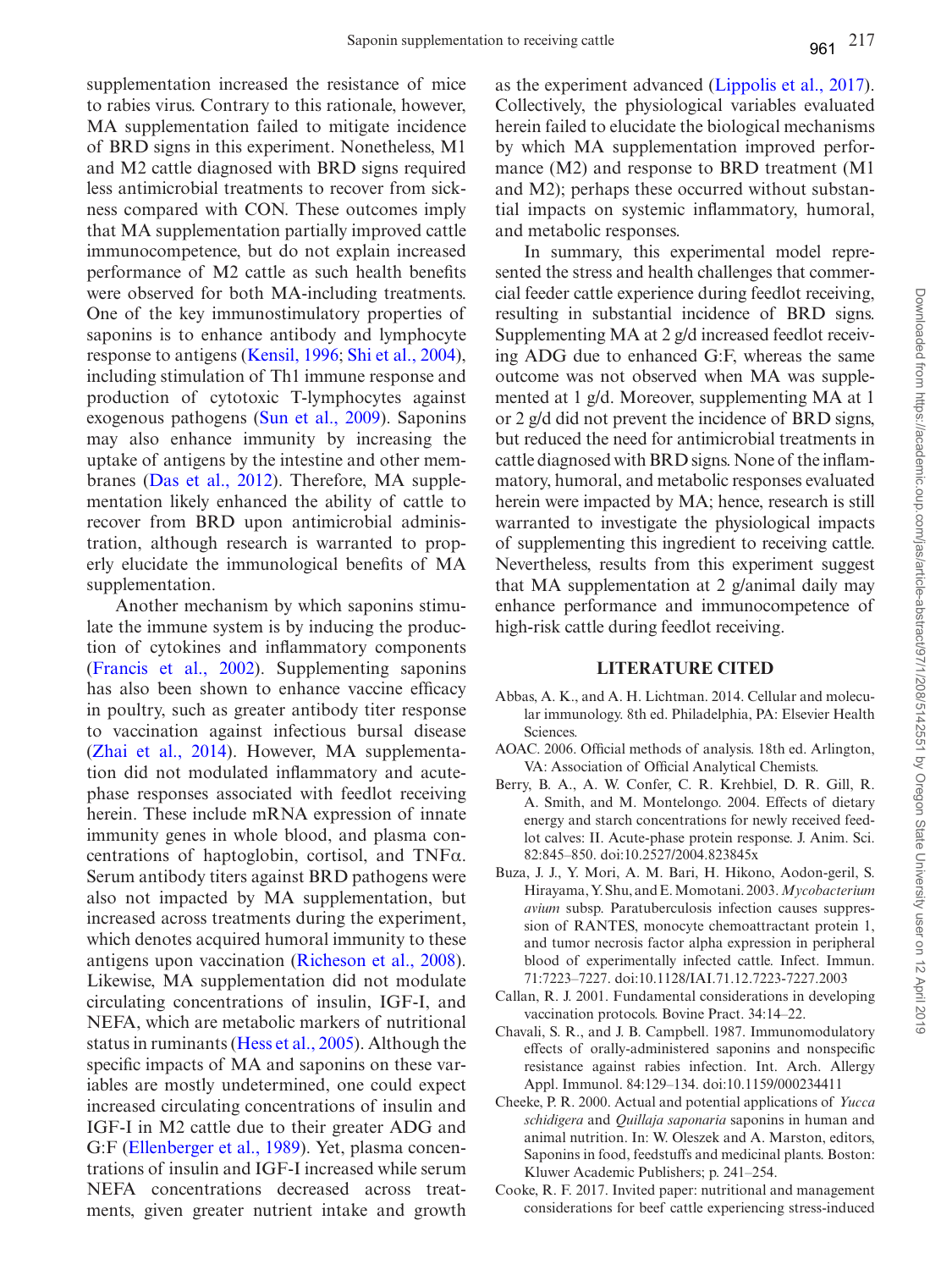supplementation increased the resistance of mice to rabies virus. Contrary to this rationale, however, MA supplementation failed to mitigate incidence of BRD signs in this experiment. Nonetheless, M1 and M2 cattle diagnosed with BRD signs required less antimicrobial treatments to recover from sickness compared with CON. These outcomes imply that MA supplementation partially improved cattle immunocompetence, but do not explain increased performance of M2 cattle as such health benefits were observed for both MA-including treatments. One of the key immunostimulatory properties of saponins is to enhance antibody and lymphocyte response to antigens (Kensil, 1996; Shi et al., 2004), including stimulation of Th1 immune response and production of cytotoxic T-lymphocytes against exogenous pathogens (Sun et al., 2009). Saponins may also enhance immunity by increasing the uptake of antigens by the intestine and other membranes (Das et al., 2012). Therefore, MA supplementation likely enhanced the ability of cattle to recover from BRD upon antimicrobial administration, although research is warranted to properly elucidate the immunological benefits of MA supplementation.

Another mechanism by which saponins stimulate the immune system is by inducing the production of cytokines and inflammatory components (Francis et al., 2002). Supplementing saponins has also been shown to enhance vaccine efficacy in poultry, such as greater antibody titer response to vaccination against infectious bursal disease (Zhai et al., 2014). However, MA supplementation did not modulated inflammatory and acute-phase responses associated with feedlot receiving herein. These include mRNA expression of innate immunity genes in whole blood, and plasma concentrations of haptoglobin, cortisol, and TNFα. Serum antibody titers against BRD pathogens were also not impacted by MA supplementation, but increased across treatments during the experiment, which denotes acquired humoral immunity to these antigens upon vaccination (Richeson et al., 2008). Likewise, MA supplementation did not modulate circulating concentrations of insulin, IGF-I, and NEFA, which are metabolic markers of nutritional status in ruminants (Hess et al., 2005). Although the specific impacts of MA and saponins on these variables are mostly undetermined, one could expect increased circulating concentrations of insulin and IGF-I in M2 cattle due to their greater ADG and G:F (Ellenberger et al., 1989). Yet, plasma concentrations of insulin and IGF-I increased while serum NEFA concentrations decreased across treatments, given greater nutrient intake and growth as the experiment advanced (Lippolis et al., 2017). Collectively, the physiological variables evaluated herein failed to elucidate the biological mechanisms by which MA supplementation improved performance (M2) and response to BRD treatment (M1 and M2); perhaps these occurred without substantial impacts on systemic inflammatory, humoral, and metabolic responses.

In summary, this experimental model represented the stress and health challenges that commercial feeder cattle experience during feedlot receiving, resulting in substantial incidence of BRD signs. Supplementing MA at 2 g/d increased feedlot receiving ADG due to enhanced G:F, whereas the same outcome was not observed when MA was supplemented at 1 g/d. Moreover, supplementing MA at 1 or 2 g/d did not prevent the incidence of BRD signs, but reduced the need for antimicrobial treatments in cattle diagnosed with BRD signs. None of the inflammatory, humoral, and metabolic responses evaluated herein were impacted by MA; hence, research is still warranted to investigate the physiological impacts of supplementing this ingredient to receiving cattle. Nevertheless, results from this experiment suggest that MA supplementation at 2 g/animal daily may enhance performance and immunocompetence of high-risk cattle during feedlot receiving.

## LITERATURE CITED

Abbas, A. K., and A. H. Lichtman. 2014. Cellular and molecular immunology. 8th ed. Philadelphia, PA: Elsevier Health Sciences.

AOAC. 2006. Official methods of analysis. 18th ed. Arlington, VA: Association of Official Analytical Chemists.

Berry, B. A., A. W. Confer, C. R. Krehbiel, D. R. Gill, R. A. Smith, and M. Montelongo. 2004. Effects of dietary energy and starch concentrations for newly received feedlot calves: II. Acute-phase protein response. J. Anim. Sci. 82:845–850. doi:10.2527/2004.823845x

Buza, J. J., Y. Mori, A. M. Bari, H. Hikono, Aodon-geril, S. Hirayama, Y. Shu, and E. Momotani. 2003. *Mycobacterium avium* subsp. Paratuberculosis infection causes suppression of RANTES, monocyte chemoattractant protein 1, and tumor necrosis factor alpha expression in peripheral blood of experimentally infected cattle. Infect. Immun. 71:7223–7227. doi:10.1128/IAI.71.12.7223-7227.2003

Callan, R. J. 2001. Fundamental considerations in developing vaccination protocols. Bovine Pract. 34:14–22.

Chavali, S. R., and J. B. Campbell. 1987. Immunomodulatory effects of orally-administered saponins and nonspecific resistance against rabies infection. Int. Arch. Allergy Appl. Immunol. 84:129–134. doi:10.1159/000234411

Cheeke, P. R. 2000. Actual and potential applications of *Yucca schidigera* and *Quillaja saponaria* saponins in human and animal nutrition. In: W. Oleszek and A. Marston, editors, Saponins in food, feedstuffs and medicinal plants. Boston: Kluwer Academic Publishers; p. 241–254.

Cooke, R. F. 2017. Invited paper: nutritional and management considerations for beef cattle experiencing stress-induced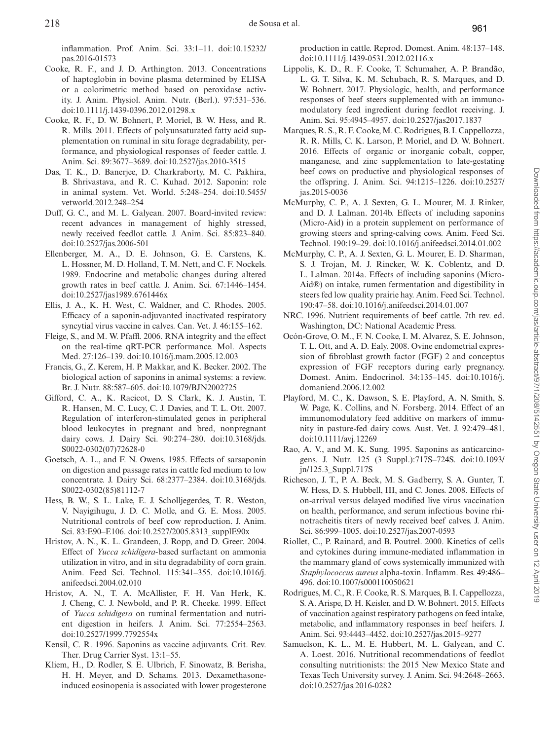inflammation. Prof. Anim. Sci. 33:1–11. doi:10.15232/pas.2016-01573

Cooke, R. F., and J. D. Arthington. 2013. Concentrations of haptoglobin in bovine plasma determined by ELISA or a colorimetric method based on peroxidase activity. J. Anim. Physiol. Anim. Nutr. (Berl.). 97:531–536. doi:10.1111/j.1439-0396.2012.01298.x

Cooke, R. F., D. W. Bohnert, P. Moriel, B. W. Hess, and R. R. Mills. 2011. Effects of polyunsaturated fatty acid supplementation on ruminal in situ forage degradability, performance, and physiological responses of feeder cattle. J. Anim. Sci. 89:3677–3689. doi:10.2527/jas.2010-3515

Das, T. K., D. Banerjee, D. Charkraborty, M. C. Pakhira, B. Shrivastava, and R. C. Kuhad. 2012. Saponin: role in animal system. Vet. World. 5:248–254. doi:10.5455/vetworld.2012.248–254

Duff, G. C., and M. L. Galyean. 2007. Board-invited review: recent advances in management of highly stressed, newly received feedlot cattle. J. Anim. Sci. 85:823–840. doi:10.2527/jas.2006-501

Ellenberger, M. A., D. E. Johnson, G. E. Carstens, K. L. Hossner, M. D. Holland, T. M. Nett, and C. F. Nockels. 1989. Endocrine and metabolic changes during altered growth rates in beef cattle. J. Anim. Sci. 67:1446–1454. doi:10.2527/jas1989.6761446x

Ellis, J. A., K. H. West, C. Waldner, and C. Rhodes. 2005. Efficacy of a saponin-adjuvanted inactivated respiratory syncytial virus vaccine in calves. Can. Vet. J. 46:155–162.

Fleige, S., and M. W. Pfaffl. 2006. RNA integrity and the effect on the real-time qRT-PCR performance. Mol. Aspects Med. 27:126–139. doi:10.1016/j.mam.2005.12.003

Francis, G., Z. Kerem, H. P. Makkar, and K. Becker. 2002. The biological action of saponins in animal systems: a review. Br. J. Nutr. 88:587–605. doi:10.1079/BJN2002725

Gifford, C. A., K. Racicot, D. S. Clark, K. J. Austin, T. R. Hansen, M. C. Lucy, C. J. Davies, and T. L. Ott. 2007. Regulation of interferon-stimulated genes in peripheral blood leukocytes in pregnant and bred, nonpregnant dairy cows. J. Dairy Sci. 90:274–280. doi:10.3168/jds.S0022-0302(07)72628-0

Goetsch, A. L., and F. N. Owens. 1985. Effects of sarsaponin on digestion and passage rates in cattle fed medium to low concentrate. J. Dairy Sci. 68:2377–2384. doi:10.3168/jds.S0022-0302(85)81112-7

Hess, B. W., S. L. Lake, E. J. Scholljegerdes, T. R. Weston, V. Nayigihugu, J. D. C. Molle, and G. E. Moss. 2005. Nutritional controls of beef cow reproduction. J. Anim. Sci. 83:E90–E106. doi:10.2527/2005.8313_supplE90x

Hristov, A. N., K. L. Grandeen, J. Ropp, and D. Greer. 2004. Effect of *Yucca schidigera*-based surfactant on ammonia utilization in vitro, and in situ degradability of corn grain. Anim. Feed Sci. Technol. 115:341–355. doi:10.1016/j.anifeedsci.2004.02.010

Hristov, A. N., T. A. McAllister, F. H. Van Herk, K. J. Cheng, C. J. Newbold, and P. R. Cheeke. 1999. Effect of *Yucca schidigera* on ruminal fermentation and nutrient digestion in heifers. J. Anim. Sci. 77:2554–2563. doi:10.2527/1999.7792554x

Kensil, C. R. 1996. Saponins as vaccine adjuvants. Crit. Rev. Ther. Drug Carrier Syst. 13:1–55.

Kliem, H., D. Rodler, S. E. Ulbrich, F. Sinowatz, B. Berisha, H. H. Meyer, and D. Schams. 2013. Dexamethasone-induced eosinopenia is associated with lower progesterone production in cattle. Reprod. Domest. Anim. 48:137–148. doi:10.1111/j.1439-0531.2012.02116.x

Lippolis, K. D., R. F. Cooke, T. Schumaher, A. P. Brandão, L. G. T. Silva, K. M. Schubach, R. S. Marques, and D. W. Bohnert. 2017. Physiologic, health, and performance responses of beef steers supplemented with an immunomodulatory feed ingredient during feedlot receiving. J. Anim. Sci. 95:4945–4957. doi:10.2527/jas2017.1837

Marques, R. S., R. F. Cooke, M. C. Rodrigues, B. I. Cappellozza, R. R. Mills, C. K. Larson, P. Moriel, and D. W. Bohnert. 2016. Effects of organic or inorganic cobalt, copper, manganese, and zinc supplementation to late-gestating beef cows on productive and physiological responses of the offspring. J. Anim. Sci. 94:1215–1226. doi:10.2527/jas.2015-0036

McMurphy, C. P., A. J. Sexten, G. L. Mourer, M. J. Rinker, and D. J. Lalman. 2014b. Effects of including saponins (Micro-Aid) in a protein supplement on performance of growing steers and spring-calving cows. Anim. Feed Sci. Technol. 190:19–29. doi:10.1016/j.anifeedsci.2014.01.002

McMurphy, C. P., A. J. Sexten, G. L. Mourer, E. D. Sharman, S. J. Trojan, M. J. Rincker, W. K. Coblentz, and D. L. Lalman. 2014a. Effects of including saponins (Micro-Aid®) on intake, rumen fermentation and digestibility in steers fed low quality prairie hay. Anim. Feed Sci. Technol. 190:47–58. doi:10.1016/j.anifeedsci.2014.01.007

NRC. 1996. Nutrient requirements of beef cattle. 7th rev. ed. Washington, DC: National Academic Press.

Ocón-Grove, O. M., F. N. Cooke, I. M. Alvarez, S. E. Johnson, T. L. Ott, and A. D. Ealy. 2008. Ovine endometrial expression of fibroblast growth factor (FGF) 2 and conceptus expression of FGF receptors during early pregnancy. Domest. Anim. Endocrinol. 34:135–145. doi:10.1016/j.domaniend.2006.12.002

Playford, M. C., K. Dawson, S. E. Playford, A. N. Smith, S. W. Page, K. Collins, and N. Forsberg. 2014. Effect of an immunomodulatory feed additive on markers of immunity in pasture-fed dairy cows. Aust. Vet. J. 92:479–481. doi:10.1111/avj.12269

Rao, A. V., and M. K. Sung. 1995. Saponins as anticarcinogens. J. Nutr. 125 (3 Suppl.):717S–724S. doi:10.1093/jn/125.3_Suppl.717S

Richeson, J. T., P. A. Beck, M. S. Gadberry, S. A. Gunter, T. W. Hess, D. S. Hubbell, III, and C. Jones. 2008. Effects of on-arrival versus delayed modified live virus vaccination on health, performance, and serum infectious bovine rhinotracheitis titers of newly received beef calves. J. Anim. Sci. 86:999–1005. doi:10.2527/jas.2007-0593

Riollet, C., P. Rainard, and B. Poutrel. 2000. Kinetics of cells and cytokines during immune-mediated inflammation in the mammary gland of cows systemically immunized with *Staphylococcus aureus* alpha-toxin. Inflamm. Res. 49:486–496. doi:10.1007/s000110050621

Rodrigues, M. C., R. F. Cooke, R. S. Marques, B. I. Cappellozza, S. A. Arispe, D. H. Keisler, and D. W. Bohnert. 2015. Effects of vaccination against respiratory pathogens on feed intake, metabolic, and inflammatory responses in beef heifers. J. Anim. Sci. 93:4443–4452. doi:10.2527/jas.2015–9277

Samuelson, K. L., M. E. Hubbert, M. L. Galyean, and C. A. Loest. 2016. Nutritional recommendations of feedlot consulting nutritionists: the 2015 New Mexico State and Texas Tech University survey. J. Anim. Sci. 94:2648–2663. doi:10.2527/jas.2016-0282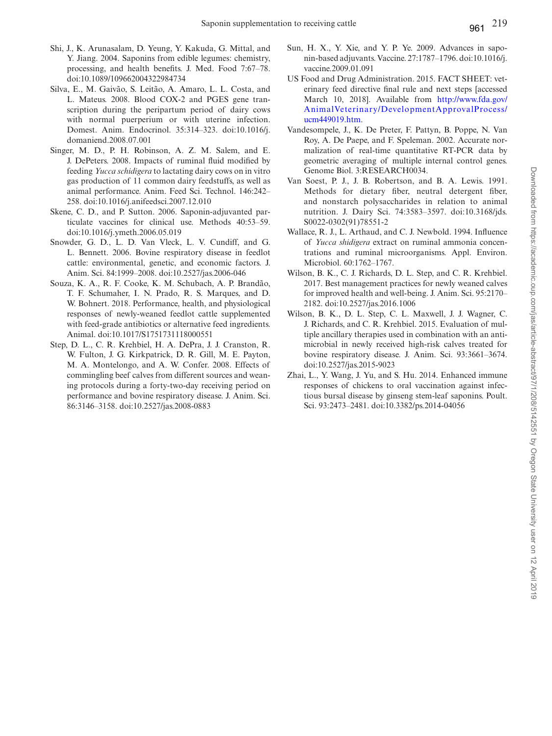Shi, J., K. Arunasalam, D. Yeung, Y. Kakuda, G. Mittal, and Y. Jiang. 2004. Saponins from edible legumes: chemistry, processing, and health benefits. J. Med. Food 7:67–78. doi:10.1089/109662004322984734

Silva, E., M. Gaivão, S. Leitão, A. Amaro, L. L. Costa, and L. Mateus. 2008. Blood COX-2 and PGES gene transcription during the peripartum period of dairy cows with normal puerperium or with uterine infection. Domest. Anim. Endocrinol. 35:314–323. doi:10.1016/j.domaniend.2008.07.001

Singer, M. D., P. H. Robinson, A. Z. M. Salem, and E. J. DePeters. 2008. Impacts of ruminal fluid modified by feeding *Yucca schidigera* to lactating dairy cows on in vitro gas production of 11 common dairy feedstuffs, as well as animal performance. Anim. Feed Sci. Technol. 146:242–258. doi:10.1016/j.anifeedsci.2007.12.010

Skene, C. D., and P. Sutton. 2006. Saponin-adjuvanted particulate vaccines for clinical use. Methods 40:53–59. doi:10.1016/j.ymeth.2006.05.019

Snowder, G. D., L. D. Van Vleck, L. V. Cundiff, and G. L. Bennett. 2006. Bovine respiratory disease in feedlot cattle: environmental, genetic, and economic factors. J. Anim. Sci. 84:1999–2008. doi:10.2527/jas.2006-046

Souza, K. A., R. F. Cooke, K. M. Schubach, A. P. Brandão, T. F. Schumaher, I. N. Prado, R. S. Marques, and D. W. Bohnert. 2018. Performance, health, and physiological responses of newly-weaned feedlot cattle supplemented with feed-grade antibiotics or alternative feed ingredients. Animal. doi:10.1017/S1751731118000551

Step, D. L., C. R. Krehbiel, H. A. DePra, J. J. Cranston, R. W. Fulton, J. G. Kirkpatrick, D. R. Gill, M. E. Payton, M. A. Montelongo, and A. W. Confer. 2008. Effects of commingling beef calves from different sources and weaning protocols during a forty-two-day receiving period on performance and bovine respiratory disease. J. Anim. Sci. 86:3146–3158. doi:10.2527/jas.2008-0883

Sun, H. X., Y. Xie, and Y. P. Ye. 2009. Advances in saponin-based adjuvants. Vaccine. 27:1787–1796. doi:10.1016/j.vaccine.2009.01.091

US Food and Drug Administration. 2015. FACT SHEET: veterinary feed directive final rule and next steps [accessed March 10, 2018]. Available from http://www.fda.gov/AnimalVeterinary/DevelopmentApprovalProcess/ucm449019.htm.

Vandesompele, J., K. De Preter, F. Pattyn, B. Poppe, N. Van Roy, A. De Paepe, and F. Speleman. 2002. Accurate normalization of real-time quantitative RT-PCR data by geometric averaging of multiple internal control genes. Genome Biol. 3:RESEARCH0034.

Van Soest, P. J., J. B. Robertson, and B. A. Lewis. 1991. Methods for dietary fiber, neutral detergent fiber, and nonstarch polysaccharides in relation to animal nutrition. J. Dairy Sci. 74:3583–3597. doi:10.3168/jds.S0022-0302(91)78551-2

Wallace, R. J., L. Arthaud, and C. J. Newbold. 1994. Influence of *Yucca shidigera* extract on ruminal ammonia concentrations and ruminal microorganisms. Appl. Environ. Microbiol. 60:1762–1767.

Wilson, B. K., C. J. Richards, D. L. Step, and C. R. Krehbiel. 2017. Best management practices for newly weaned calves for improved health and well-being. J. Anim. Sci. 95:2170–2182. doi:10.2527/jas.2016.1006

Wilson, B. K., D. L. Step, C. L. Maxwell, J. J. Wagner, C. J. Richards, and C. R. Krehbiel. 2015. Evaluation of multiple ancillary therapies used in combination with an antimicrobial in newly received high-risk calves treated for bovine respiratory disease. J. Anim. Sci. 93:3661–3674. doi:10.2527/jas.2015-9023

Zhai, L., Y. Wang, J. Yu, and S. Hu. 2014. Enhanced immune responses of chickens to oral vaccination against infectious bursal disease by ginseng stem-leaf saponins. Poult. Sci. 93:2473–2481. doi:10.3382/ps.2014-04056